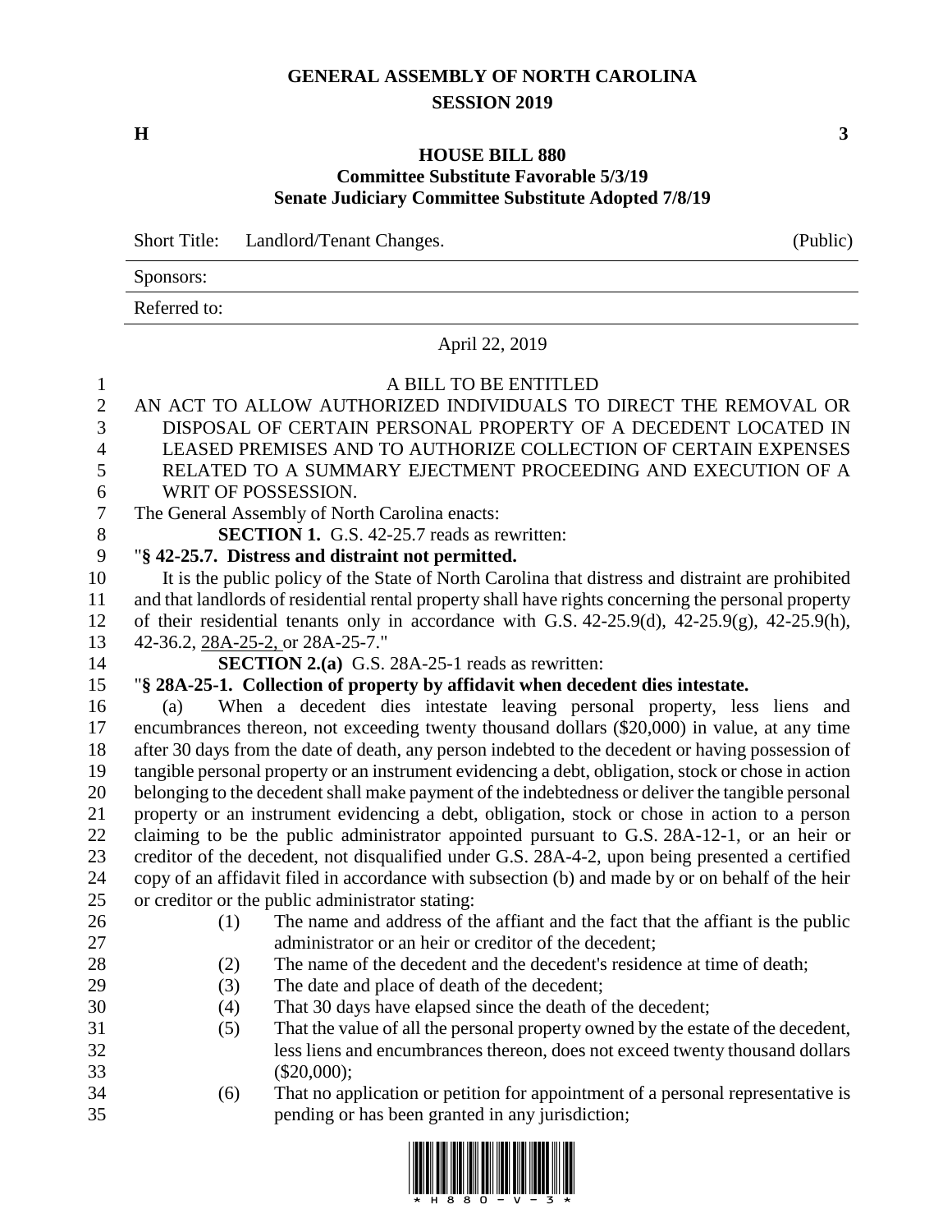# GENERAL ASSEMBLY OF NORTH CAROLINA
## SESSION 2019

**H** **3**

### HOUSE BILL 880
**Committee Substitute Favorable 5/3/19**
**Senate Judiciary Committee Substitute Adopted 7/8/19**

Short Title: Landlord/Tenant Changes. (Public)

Sponsors:

Referred to:

April 22, 2019

A BILL TO BE ENTITLED

AN ACT TO ALLOW AUTHORIZED INDIVIDUALS TO DIRECT THE REMOVAL OR DISPOSAL OF CERTAIN PERSONAL PROPERTY OF A DECEDENT LOCATED IN LEASED PREMISES AND TO AUTHORIZE COLLECTION OF CERTAIN EXPENSES RELATED TO A SUMMARY EJECTMENT PROCEEDING AND EXECUTION OF A WRIT OF POSSESSION.

The General Assembly of North Carolina enacts:

**SECTION 1.** G.S. 42-25.7 reads as rewritten:

"**§ 42-25.7. Distress and distraint not permitted.**

It is the public policy of the State of North Carolina that distress and distraint are prohibited and that landlords of residential rental property shall have rights concerning the personal property of their residential tenants only in accordance with G.S. 42-25.9(d), 42-25.9(g), 42-25.9(h), 42-36.2, <u>28A-25-2,</u> or 28A-25-7."

**SECTION 2.(a)** G.S. 28A-25-1 reads as rewritten:

"**§ 28A-25-1. Collection of property by affidavit when decedent dies intestate.**

(a) When a decedent dies intestate leaving personal property, less liens and encumbrances thereon, not exceeding twenty thousand dollars ($20,000) in value, at any time after 30 days from the date of death, any person indebted to the decedent or having possession of tangible personal property or an instrument evidencing a debt, obligation, stock or chose in action belonging to the decedent shall make payment of the indebtedness or deliver the tangible personal property or an instrument evidencing a debt, obligation, stock or chose in action to a person claiming to be the public administrator appointed pursuant to G.S. 28A-12-1, or an heir or creditor of the decedent, not disqualified under G.S. 28A-4-2, upon being presented a certified copy of an affidavit filed in accordance with subsection (b) and made by or on behalf of the heir or creditor or the public administrator stating:

(1) The name and address of the affiant and the fact that the affiant is the public administrator or an heir or creditor of the decedent;

(2) The name of the decedent and the decedent's residence at time of death;

(3) The date and place of death of the decedent;

(4) That 30 days have elapsed since the death of the decedent;

(5) That the value of all the personal property owned by the estate of the decedent, less liens and encumbrances thereon, does not exceed twenty thousand dollars ($20,000);

(6) That no application or petition for appointment of a personal representative is pending or has been granted in any jurisdiction;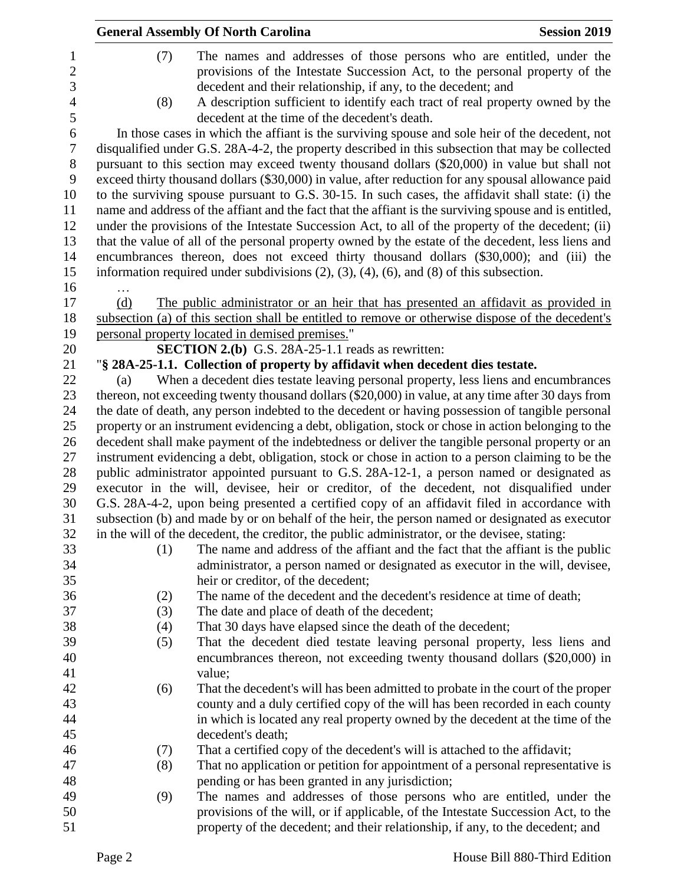(7) The names and addresses of those persons who are entitled, under the provisions of the Intestate Succession Act, to the personal property of the decedent and their relationship, if any, to the decedent; and

(8) A description sufficient to identify each tract of real property owned by the decedent at the time of the decedent's death.

In those cases in which the affiant is the surviving spouse and sole heir of the decedent, not disqualified under G.S. 28A-4-2, the property described in this subsection that may be collected pursuant to this section may exceed twenty thousand dollars ($20,000) in value but shall not exceed thirty thousand dollars ($30,000) in value, after reduction for any spousal allowance paid to the surviving spouse pursuant to G.S. 30-15. In such cases, the affidavit shall state: (i) the name and address of the affiant and the fact that the affiant is the surviving spouse and is entitled, under the provisions of the Intestate Succession Act, to all of the property of the decedent; (ii) that the value of all of the personal property owned by the estate of the decedent, less liens and encumbrances thereon, does not exceed thirty thousand dollars ($30,000); and (iii) the information required under subdivisions (2), (3), (4), (6), and (8) of this subsection.

…

<u>(d) The public administrator or an heir that has presented an affidavit as provided in subsection (a) of this section shall be entitled to remove or otherwise dispose of the decedent's personal property located in demised premises.</u>"

**SECTION 2.(b)** G.S. 28A-25-1.1 reads as rewritten:

"**§ 28A-25-1.1. Collection of property by affidavit when decedent dies testate.**

(a) When a decedent dies testate leaving personal property, less liens and encumbrances thereon, not exceeding twenty thousand dollars ($20,000) in value, at any time after 30 days from the date of death, any person indebted to the decedent or having possession of tangible personal property or an instrument evidencing a debt, obligation, stock or chose in action belonging to the decedent shall make payment of the indebtedness or deliver the tangible personal property or an instrument evidencing a debt, obligation, stock or chose in action to a person claiming to be the public administrator appointed pursuant to G.S. 28A-12-1, a person named or designated as executor in the will, devisee, heir or creditor, of the decedent, not disqualified under G.S. 28A-4-2, upon being presented a certified copy of an affidavit filed in accordance with subsection (b) and made by or on behalf of the heir, the person named or designated as executor in the will of the decedent, the creditor, the public administrator, or the devisee, stating:

(1) The name and address of the affiant and the fact that the affiant is the public administrator, a person named or designated as executor in the will, devisee, heir or creditor, of the decedent;

(2) The name of the decedent and the decedent's residence at time of death;

(3) The date and place of death of the decedent;

(4) That 30 days have elapsed since the death of the decedent;

(5) That the decedent died testate leaving personal property, less liens and encumbrances thereon, not exceeding twenty thousand dollars ($20,000) in value;

(6) That the decedent's will has been admitted to probate in the court of the proper county and a duly certified copy of the will has been recorded in each county in which is located any real property owned by the decedent at the time of the decedent's death;

(7) That a certified copy of the decedent's will is attached to the affidavit;

(8) That no application or petition for appointment of a personal representative is pending or has been granted in any jurisdiction;

(9) The names and addresses of those persons who are entitled, under the provisions of the will, or if applicable, of the Intestate Succession Act, to the property of the decedent; and their relationship, if any, to the decedent; and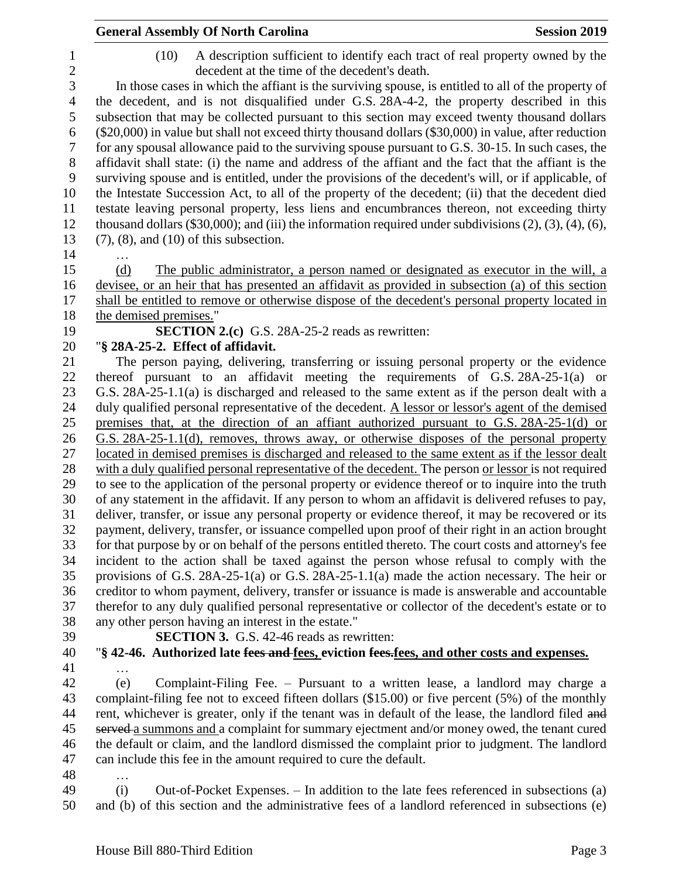(10) A description sufficient to identify each tract of real property owned by the decedent at the time of the decedent's death.

In those cases in which the affiant is the surviving spouse, is entitled to all of the property of the decedent, and is not disqualified under G.S. 28A-4-2, the property described in this subsection that may be collected pursuant to this section may exceed twenty thousand dollars ($20,000) in value but shall not exceed thirty thousand dollars ($30,000) in value, after reduction for any spousal allowance paid to the surviving spouse pursuant to G.S. 30-15. In such cases, the affidavit shall state: (i) the name and address of the affiant and the fact that the affiant is the surviving spouse and is entitled, under the provisions of the decedent's will, or if applicable, of the Intestate Succession Act, to all of the property of the decedent; (ii) that the decedent died testate leaving personal property, less liens and encumbrances thereon, not exceeding thirty thousand dollars ($30,000); and (iii) the information required under subdivisions (2), (3), (4), (6), (7), (8), and (10) of this subsection.

…

(d) The public administrator, a person named or designated as executor in the will, a devisee, or an heir that has presented an affidavit as provided in subsection (a) of this section shall be entitled to remove or otherwise dispose of the decedent's personal property located in the demised premises."

**SECTION 2.(c)** G.S. 28A-25-2 reads as rewritten:

"**§ 28A-25-2. Effect of affidavit.**

The person paying, delivering, transferring or issuing personal property or the evidence thereof pursuant to an affidavit meeting the requirements of G.S. 28A-25-1(a) or G.S. 28A-25-1.1(a) is discharged and released to the same extent as if the person dealt with a duly qualified personal representative of the decedent. A lessor or lessor's agent of the demised premises that, at the direction of an affiant authorized pursuant to G.S. 28A-25-1(d) or G.S. 28A-25-1.1(d), removes, throws away, or otherwise disposes of the personal property located in demised premises is discharged and released to the same extent as if the lessor dealt with a duly qualified personal representative of the decedent. The person or lessor is not required to see to the application of the personal property or evidence thereof or to inquire into the truth of any statement in the affidavit. If any person to whom an affidavit is delivered refuses to pay, deliver, transfer, or issue any personal property or evidence thereof, it may be recovered or its payment, delivery, transfer, or issuance compelled upon proof of their right in an action brought for that purpose by or on behalf of the persons entitled thereto. The court costs and attorney's fee incident to the action shall be taxed against the person whose refusal to comply with the provisions of G.S. 28A-25-1(a) or G.S. 28A-25-1.1(a) made the action necessary. The heir or creditor to whom payment, delivery, transfer or issuance is made is answerable and accountable therefor to any duly qualified personal representative or collector of the decedent's estate or to any other person having an interest in the estate."

**SECTION 3.** G.S. 42-46 reads as rewritten:

"**§ 42-46. Authorized late ~~fees and~~ fees, eviction ~~fees.~~fees, and other costs and expenses.**

…

(e) Complaint-Filing Fee. – Pursuant to a written lease, a landlord may charge a complaint-filing fee not to exceed fifteen dollars ($15.00) or five percent (5%) of the monthly rent, whichever is greater, only if the tenant was in default of the lease, the landlord filed ~~and served~~ a summons and a complaint for summary ejectment and/or money owed, the tenant cured the default or claim, and the landlord dismissed the complaint prior to judgment. The landlord can include this fee in the amount required to cure the default.

…

(i) Out-of-Pocket Expenses. – In addition to the late fees referenced in subsections (a) and (b) of this section and the administrative fees of a landlord referenced in subsections (e)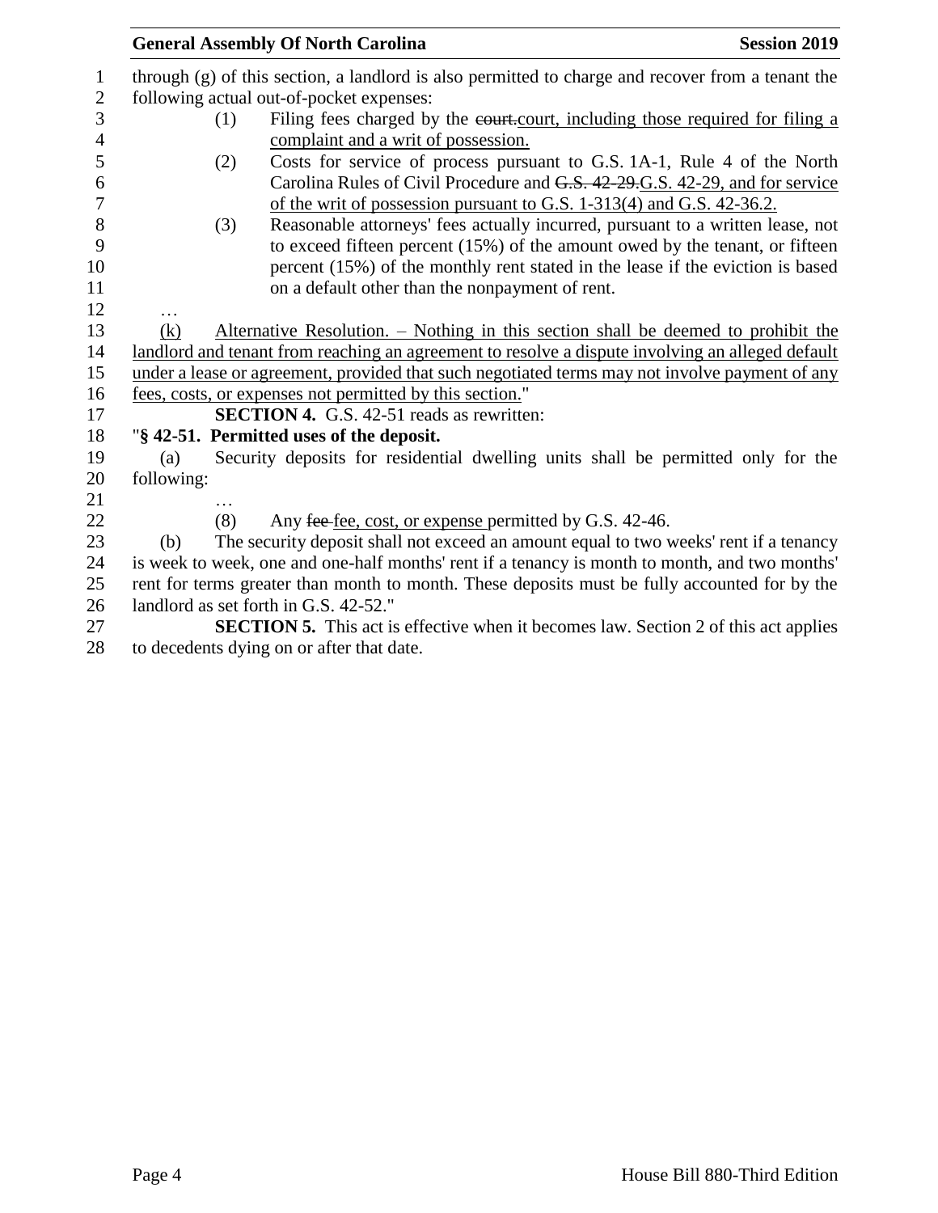through (g) of this section, a landlord is also permitted to charge and recover from a tenant the following actual out-of-pocket expenses:

(1) Filing fees charged by the ~~court.~~court, including those required for filing a complaint and a writ of possession.

(2) Costs for service of process pursuant to G.S. 1A-1, Rule 4 of the North Carolina Rules of Civil Procedure and ~~G.S. 42-29.~~G.S. 42-29, and for service of the writ of possession pursuant to G.S. 1-313(4) and G.S. 42-36.2.

(3) Reasonable attorneys' fees actually incurred, pursuant to a written lease, not to exceed fifteen percent (15%) of the amount owed by the tenant, or fifteen percent (15%) of the monthly rent stated in the lease if the eviction is based on a default other than the nonpayment of rent.

…

(k) Alternative Resolution. – Nothing in this section shall be deemed to prohibit the landlord and tenant from reaching an agreement to resolve a dispute involving an alleged default under a lease or agreement, provided that such negotiated terms may not involve payment of any fees, costs, or expenses not permitted by this section."

**SECTION 4.** G.S. 42-51 reads as rewritten:

"**§ 42-51. Permitted uses of the deposit.**

(a) Security deposits for residential dwelling units shall be permitted only for the following:

…

(8) Any ~~fee~~ fee, cost, or expense permitted by G.S. 42-46.

(b) The security deposit shall not exceed an amount equal to two weeks' rent if a tenancy is week to week, one and one-half months' rent if a tenancy is month to month, and two months' rent for terms greater than month to month. These deposits must be fully accounted for by the landlord as set forth in G.S. 42-52."

**SECTION 5.** This act is effective when it becomes law. Section 2 of this act applies to decedents dying on or after that date.